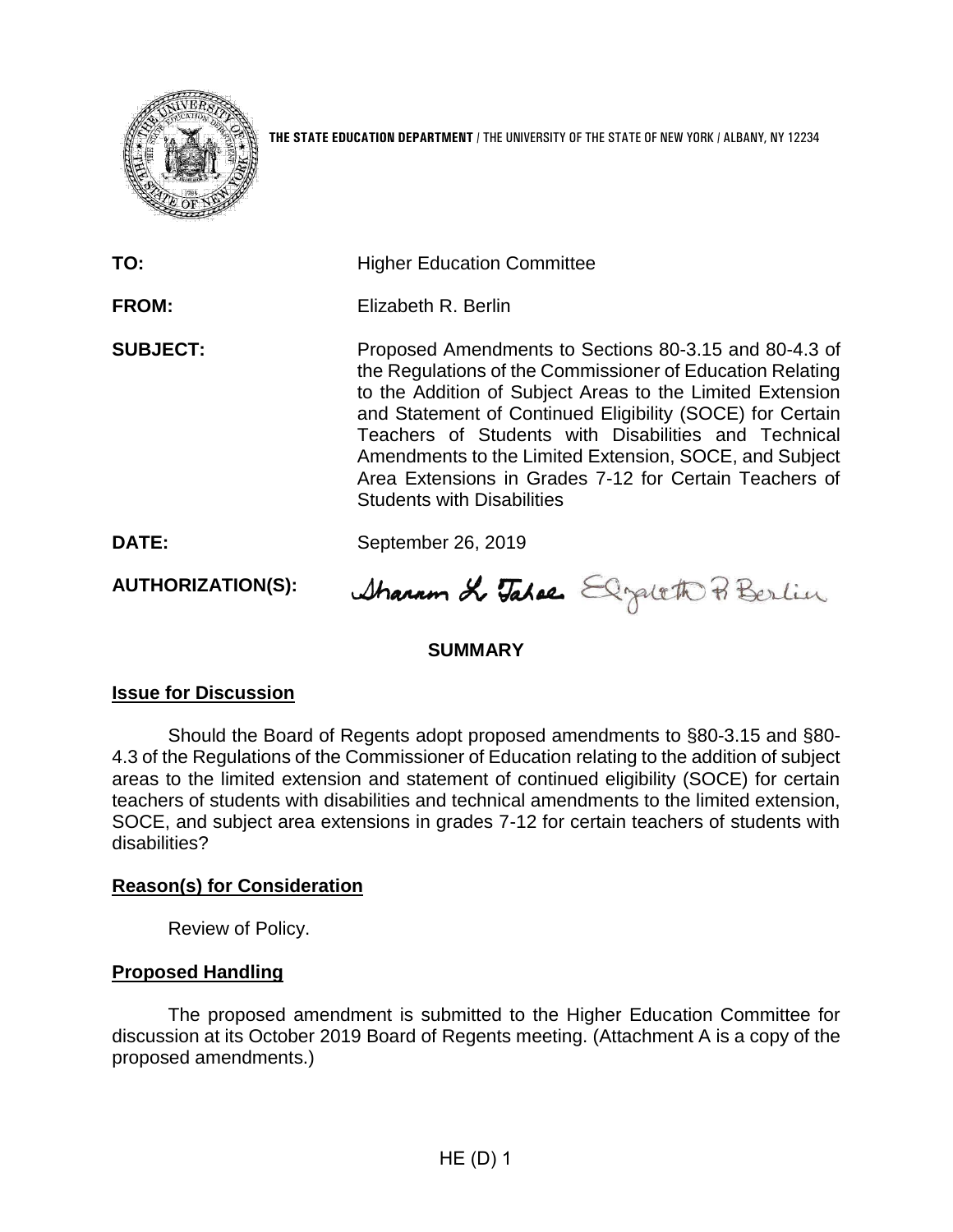THE STATE EDUCATION DEPARTMENT / THE UNIVERSITY OF THE STATE OF NEW YORK / ALBANY, NY 12234

**TO:** Higher Education Committee

**FROM:** Elizabeth R. Berlin

**SUBJECT:** Proposed Amendments to Sections 80-3.15 and 80-4.3 of the Regulations of the Commissioner of Education Relating to the Addition of Subject Areas to the Limited Extension and Statement of Continued Eligibility (SOCE) for Certain Teachers of Students with Disabilities and Technical Amendments to the Limited Extension, SOCE, and Subject Area Extensions in Grades 7-12 for Certain Teachers of Students with Disabilities

**DATE:** September 26, 2019

**AUTHORIZATION(S):**

## SUMMARY

### Issue for Discussion

Should the Board of Regents adopt proposed amendments to §80-3.15 and §80-4.3 of the Regulations of the Commissioner of Education relating to the addition of subject areas to the limited extension and statement of continued eligibility (SOCE) for certain teachers of students with disabilities and technical amendments to the limited extension, SOCE, and subject area extensions in grades 7-12 for certain teachers of students with disabilities?

### Reason(s) for Consideration

Review of Policy.

### Proposed Handling

The proposed amendment is submitted to the Higher Education Committee for discussion at its October 2019 Board of Regents meeting. (Attachment A is a copy of the proposed amendments.)

HE (D) 1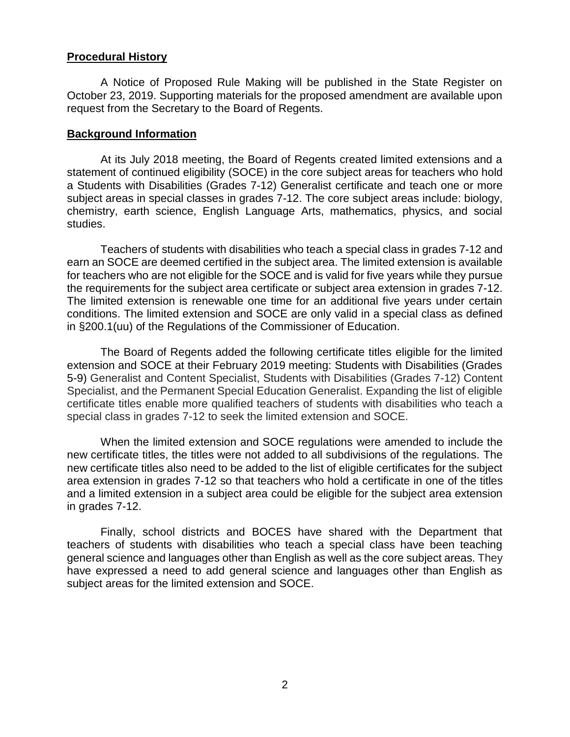**Procedural History**

A Notice of Proposed Rule Making will be published in the State Register on October 23, 2019. Supporting materials for the proposed amendment are available upon request from the Secretary to the Board of Regents.

**Background Information**

At its July 2018 meeting, the Board of Regents created limited extensions and a statement of continued eligibility (SOCE) in the core subject areas for teachers who hold a Students with Disabilities (Grades 7-12) Generalist certificate and teach one or more subject areas in special classes in grades 7-12. The core subject areas include: biology, chemistry, earth science, English Language Arts, mathematics, physics, and social studies.

Teachers of students with disabilities who teach a special class in grades 7-12 and earn an SOCE are deemed certified in the subject area. The limited extension is available for teachers who are not eligible for the SOCE and is valid for five years while they pursue the requirements for the subject area certificate or subject area extension in grades 7-12. The limited extension is renewable one time for an additional five years under certain conditions. The limited extension and SOCE are only valid in a special class as defined in §200.1(uu) of the Regulations of the Commissioner of Education.

The Board of Regents added the following certificate titles eligible for the limited extension and SOCE at their February 2019 meeting: Students with Disabilities (Grades 5-9) Generalist and Content Specialist, Students with Disabilities (Grades 7-12) Content Specialist, and the Permanent Special Education Generalist. Expanding the list of eligible certificate titles enable more qualified teachers of students with disabilities who teach a special class in grades 7-12 to seek the limited extension and SOCE.

When the limited extension and SOCE regulations were amended to include the new certificate titles, the titles were not added to all subdivisions of the regulations. The new certificate titles also need to be added to the list of eligible certificates for the subject area extension in grades 7-12 so that teachers who hold a certificate in one of the titles and a limited extension in a subject area could be eligible for the subject area extension in grades 7-12.

Finally, school districts and BOCES have shared with the Department that teachers of students with disabilities who teach a special class have been teaching general science and languages other than English as well as the core subject areas. They have expressed a need to add general science and languages other than English as subject areas for the limited extension and SOCE.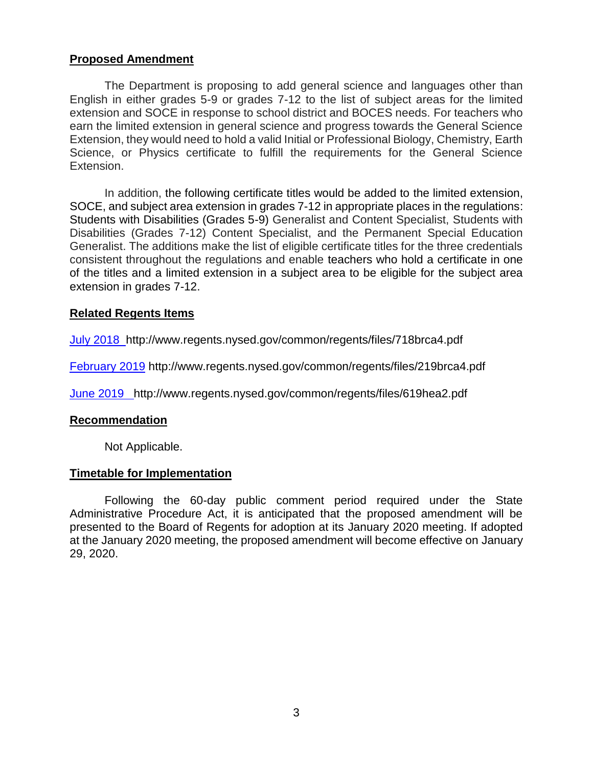**Proposed Amendment**

The Department is proposing to add general science and languages other than English in either grades 5-9 or grades 7-12 to the list of subject areas for the limited extension and SOCE in response to school district and BOCES needs. For teachers who earn the limited extension in general science and progress towards the General Science Extension, they would need to hold a valid Initial or Professional Biology, Chemistry, Earth Science, or Physics certificate to fulfill the requirements for the General Science Extension.

In addition, the following certificate titles would be added to the limited extension, SOCE, and subject area extension in grades 7-12 in appropriate places in the regulations: Students with Disabilities (Grades 5-9) Generalist and Content Specialist, Students with Disabilities (Grades 7-12) Content Specialist, and the Permanent Special Education Generalist. The additions make the list of eligible certificate titles for the three credentials consistent throughout the regulations and enable teachers who hold a certificate in one of the titles and a limited extension in a subject area to be eligible for the subject area extension in grades 7-12.

**Related Regents Items**

July 2018 http://www.regents.nysed.gov/common/regents/files/718brca4.pdf

February 2019 http://www.regents.nysed.gov/common/regents/files/219brca4.pdf

June 2019 http://www.regents.nysed.gov/common/regents/files/619hea2.pdf

**Recommendation**

Not Applicable.

**Timetable for Implementation**

Following the 60-day public comment period required under the State Administrative Procedure Act, it is anticipated that the proposed amendment will be presented to the Board of Regents for adoption at its January 2020 meeting. If adopted at the January 2020 meeting, the proposed amendment will become effective on January 29, 2020.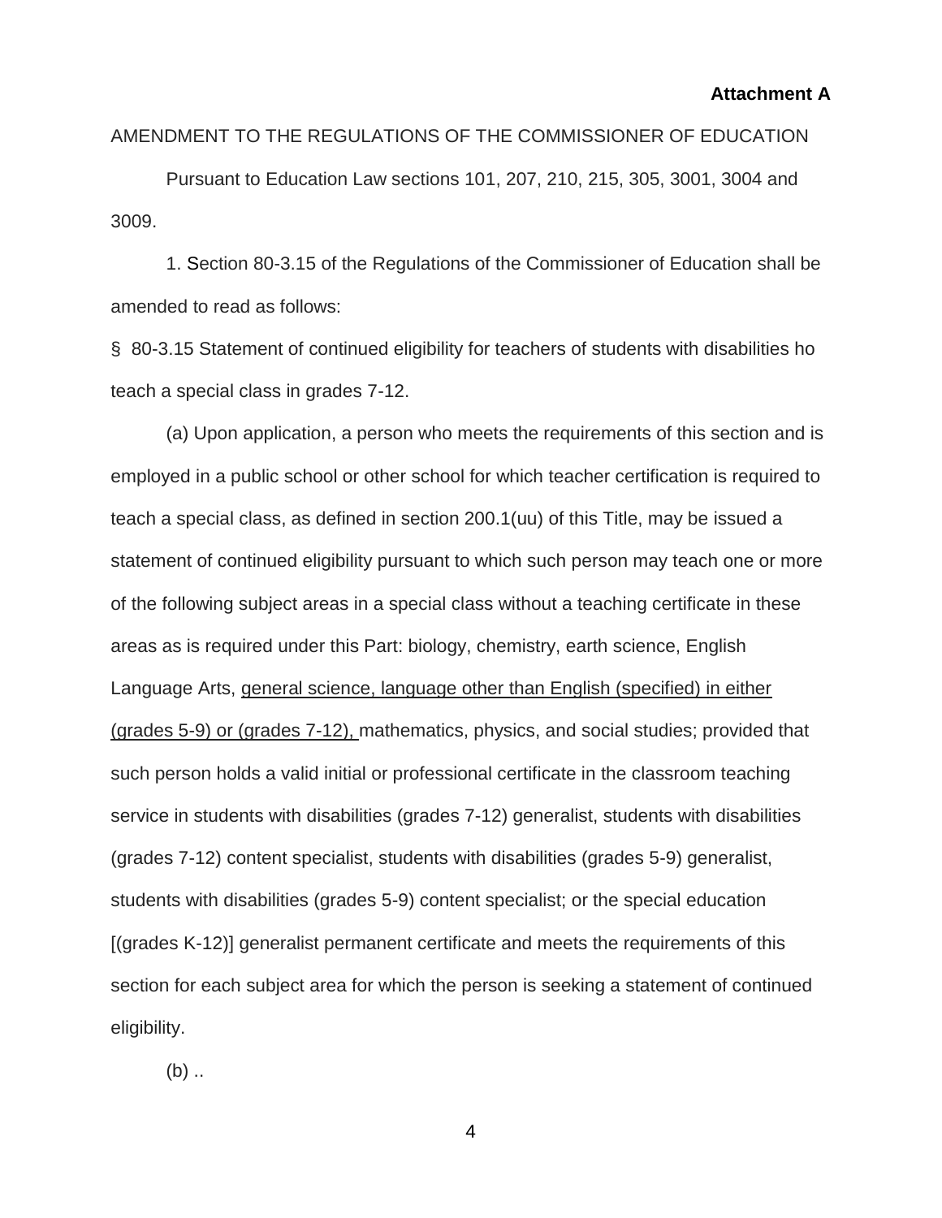**Attachment A**

AMENDMENT TO THE REGULATIONS OF THE COMMISSIONER OF EDUCATION

Pursuant to Education Law sections 101, 207, 210, 215, 305, 3001, 3004 and 3009.

1. Section 80-3.15 of the Regulations of the Commissioner of Education shall be amended to read as follows:

§ 80-3.15 Statement of continued eligibility for teachers of students with disabilities ho teach a special class in grades 7-12.

(a) Upon application, a person who meets the requirements of this section and is employed in a public school or other school for which teacher certification is required to teach a special class, as defined in section 200.1(uu) of this Title, may be issued a statement of continued eligibility pursuant to which such person may teach one or more of the following subject areas in a special class without a teaching certificate in these areas as is required under this Part: biology, chemistry, earth science, English Language Arts, <u>general science, language other than English (specified) in either (grades 5-9) or (grades 7-12),</u> mathematics, physics, and social studies; provided that such person holds a valid initial or professional certificate in the classroom teaching service in students with disabilities (grades 7-12) generalist, students with disabilities (grades 7-12) content specialist, students with disabilities (grades 5-9) generalist, students with disabilities (grades 5-9) content specialist; or the special education [(grades K-12)] generalist permanent certificate and meets the requirements of this section for each subject area for which the person is seeking a statement of continued eligibility.

(b) ..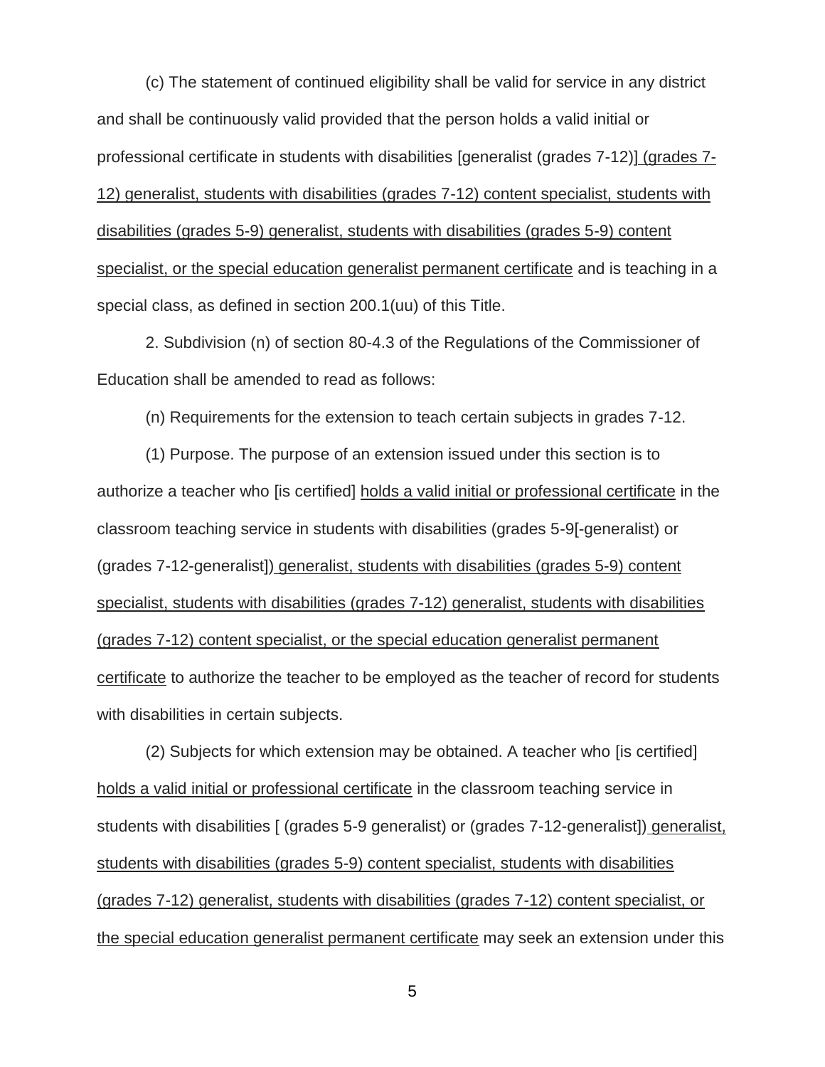(c) The statement of continued eligibility shall be valid for service in any district and shall be continuously valid provided that the person holds a valid initial or professional certificate in students with disabilities [generalist (grades 7-12)] <u>(grades 7-12) generalist, students with disabilities (grades 7-12) content specialist, students with disabilities (grades 5-9) generalist, students with disabilities (grades 5-9) content specialist, or the special education generalist permanent certificate</u> and is teaching in a special class, as defined in section 200.1(uu) of this Title.

2. Subdivision (n) of section 80-4.3 of the Regulations of the Commissioner of Education shall be amended to read as follows:

(n) Requirements for the extension to teach certain subjects in grades 7-12.

(1) Purpose. The purpose of an extension issued under this section is to authorize a teacher who [is certified] <u>holds a valid initial or professional certificate</u> in the classroom teaching service in students with disabilities (grades 5-9[-generalist) or (grades 7-12-generalist]) <u>generalist, students with disabilities (grades 5-9) content specialist, students with disabilities (grades 7-12) generalist, students with disabilities (grades 7-12) content specialist, or the special education generalist permanent certificate</u> to authorize the teacher to be employed as the teacher of record for students with disabilities in certain subjects.

(2) Subjects for which extension may be obtained. A teacher who [is certified] <u>holds a valid initial or professional certificate</u> in the classroom teaching service in students with disabilities [ (grades 5-9 generalist) or (grades 7-12-generalist]) <u>generalist, students with disabilities (grades 5-9) content specialist, students with disabilities (grades 7-12) generalist, students with disabilities (grades 7-12) content specialist, or the special education generalist permanent certificate</u> may seek an extension under this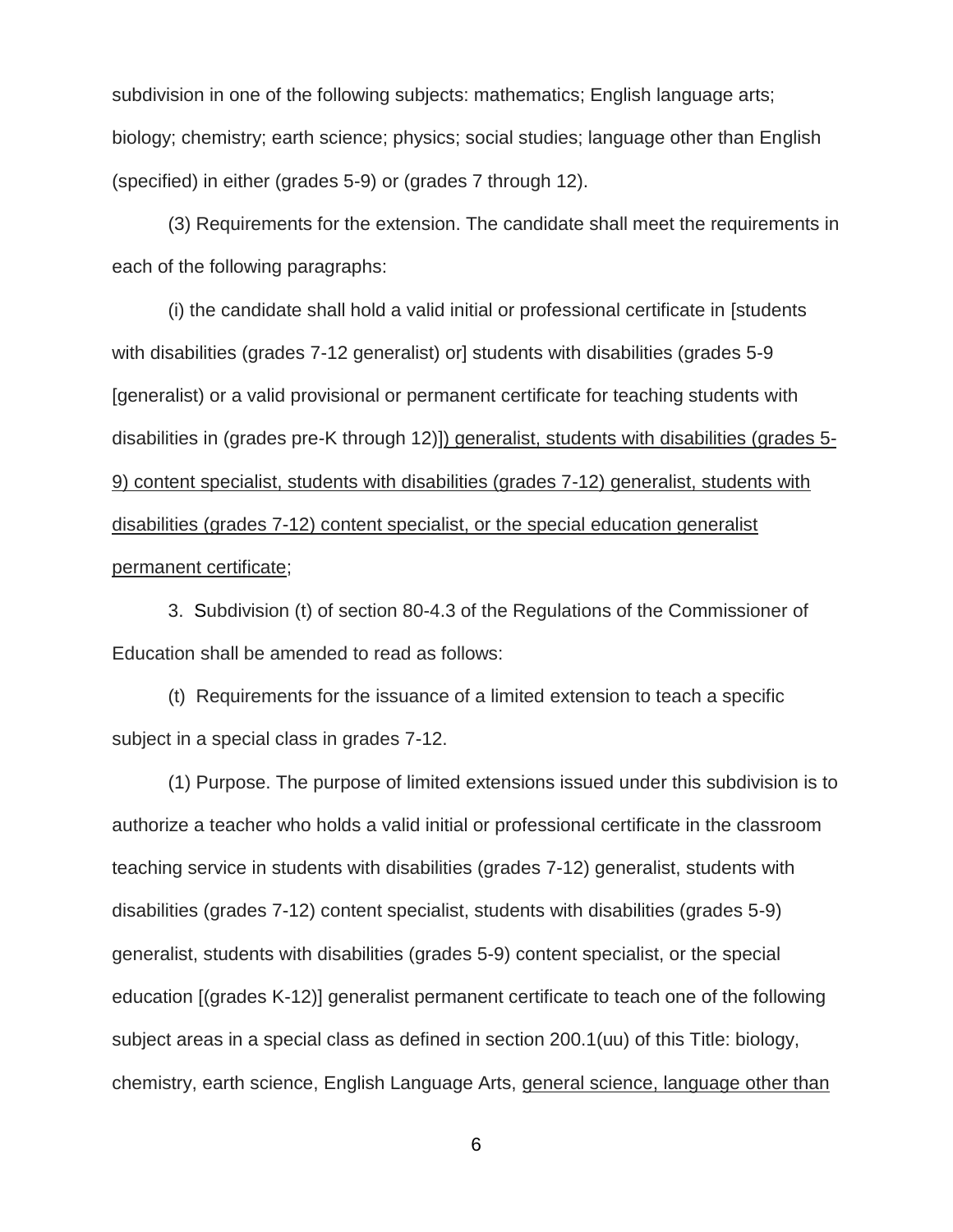subdivision in one of the following subjects: mathematics; English language arts; biology; chemistry; earth science; physics; social studies; language other than English (specified) in either (grades 5-9) or (grades 7 through 12).

(3) Requirements for the extension. The candidate shall meet the requirements in each of the following paragraphs:

(i) the candidate shall hold a valid initial or professional certificate in [students with disabilities (grades 7-12 generalist) or] students with disabilities (grades 5-9 [generalist) or a valid provisional or permanent certificate for teaching students with disabilities in (grades pre-K through 12)]) generalist, students with disabilities (grades 5-9) content specialist, students with disabilities (grades 7-12) generalist, students with disabilities (grades 7-12) content specialist, or the special education generalist permanent certificate;

3. Subdivision (t) of section 80-4.3 of the Regulations of the Commissioner of Education shall be amended to read as follows:

(t) Requirements for the issuance of a limited extension to teach a specific subject in a special class in grades 7-12.

(1) Purpose. The purpose of limited extensions issued under this subdivision is to authorize a teacher who holds a valid initial or professional certificate in the classroom teaching service in students with disabilities (grades 7-12) generalist, students with disabilities (grades 7-12) content specialist, students with disabilities (grades 5-9) generalist, students with disabilities (grades 5-9) content specialist, or the special education [(grades K-12)] generalist permanent certificate to teach one of the following subject areas in a special class as defined in section 200.1(uu) of this Title: biology, chemistry, earth science, English Language Arts, general science, language other than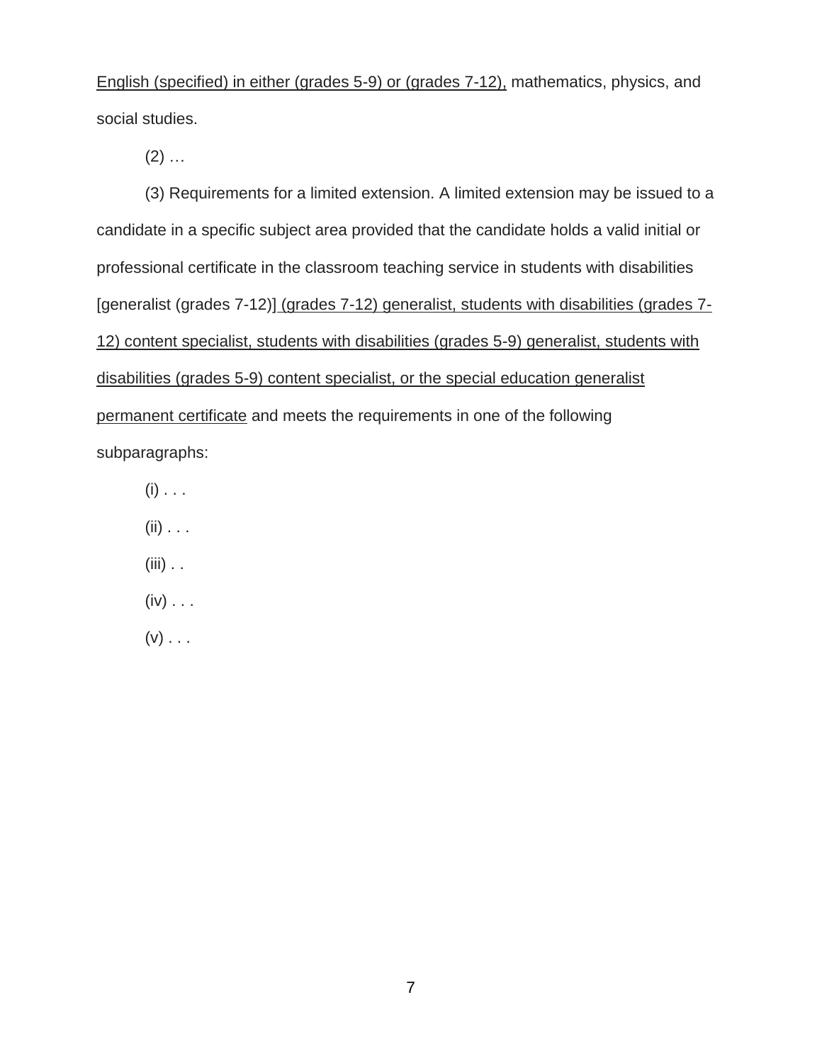<u>English (specified) in either (grades 5-9) or (grades 7-12),</u> mathematics, physics, and social studies.

(2) …

(3) Requirements for a limited extension. A limited extension may be issued to a candidate in a specific subject area provided that the candidate holds a valid initial or professional certificate in the classroom teaching service in students with disabilities [generalist (grades 7-12)] <u>(grades 7-12) generalist, students with disabilities (grades 7-12) content specialist, students with disabilities (grades 5-9) generalist, students with disabilities (grades 5-9) content specialist, or the special education generalist permanent certificate</u> and meets the requirements in one of the following subparagraphs:

(i) . . .

(ii) . . .

(iii) . .

(iv) . . .

(v) . . .